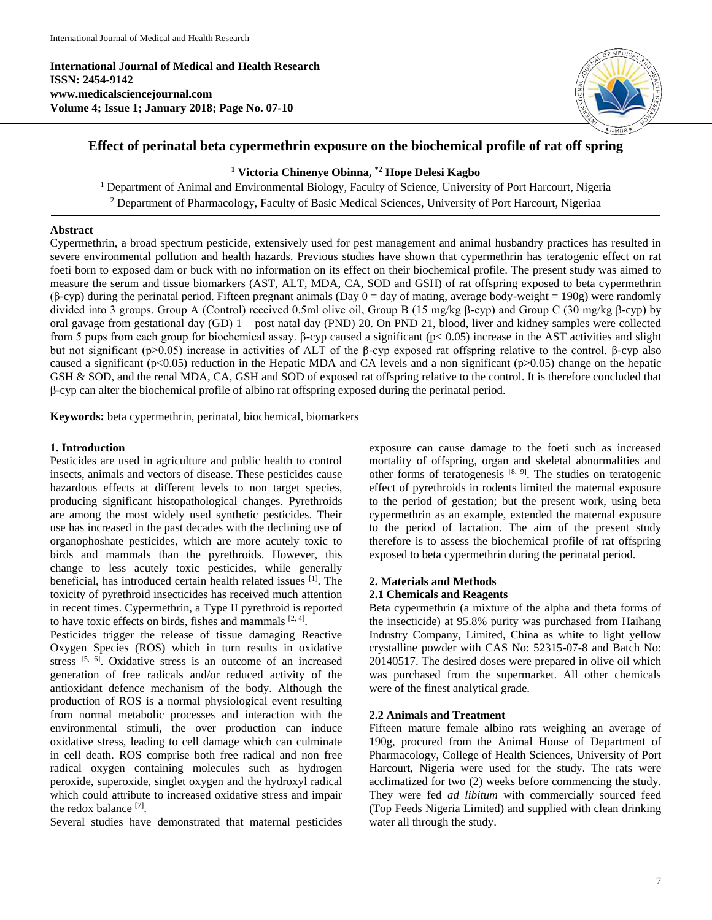**International Journal of Medical and Health Research**
**ISSN: 2454-9142**
**www.medicalsciencejournal.com**
**Volume 4; Issue 1; January 2018; Page No. 07-10**

# Effect of perinatal beta cypermethrin exposure on the biochemical profile of rat off spring

**[1] Victoria Chinenye Obinna, *[2] Hope Delesi Kagbo**

[1] Department of Animal and Environmental Biology, Faculty of Science, University of Port Harcourt, Nigeria

[2] Department of Pharmacology, Faculty of Basic Medical Sciences, University of Port Harcourt, Nigeriaa

## Abstract

Cypermethrin, a broad spectrum pesticide, extensively used for pest management and animal husbandry practices has resulted in severe environmental pollution and health hazards. Previous studies have shown that cypermethrin has teratogenic effect on rat foeti born to exposed dam or buck with no information on its effect on their biochemical profile. The present study was aimed to measure the serum and tissue biomarkers (AST, ALT, MDA, CA, SOD and GSH) of rat offspring exposed to beta cypermethrin (β-cyp) during the perinatal period. Fifteen pregnant animals (Day 0 = day of mating, average body-weight = 190g) were randomly divided into 3 groups. Group A (Control) received 0.5ml olive oil, Group B (15 mg/kg β-cyp) and Group C (30 mg/kg β-cyp) by oral gavage from gestational day (GD) 1 – post natal day (PND) 20. On PND 21, blood, liver and kidney samples were collected from 5 pups from each group for biochemical assay. β-cyp caused a significant ($p < 0.05$) increase in the AST activities and slight but not significant ($p > 0.05$) increase in activities of ALT of the β-cyp exposed rat offspring relative to the control. β-cyp also caused a significant ($p < 0.05$) reduction in the Hepatic MDA and CA levels and a non significant ($p > 0.05$) change on the hepatic GSH & SOD, and the renal MDA, CA, GSH and SOD of exposed rat offspring relative to the control. It is therefore concluded that β-cyp can alter the biochemical profile of albino rat offspring exposed during the perinatal period.

**Keywords:** beta cypermethrin, perinatal, biochemical, biomarkers

## 1. Introduction

Pesticides are used in agriculture and public health to control insects, animals and vectors of disease. These pesticides cause hazardous effects at different levels to non target species, producing significant histopathological changes. Pyrethroids are among the most widely used synthetic pesticides. Their use has increased in the past decades with the declining use of organophoshate pesticides, which are more acutely toxic to birds and mammals than the pyrethroids. However, this change to less acutely toxic pesticides, while generally beneficial, has introduced certain health related issues [1]. The toxicity of pyrethroid insecticides has received much attention in recent times. Cypermethrin, a Type II pyrethroid is reported to have toxic effects on birds, fishes and mammals [2, 4].

Pesticides trigger the release of tissue damaging Reactive Oxygen Species (ROS) which in turn results in oxidative stress [5, 6]. Oxidative stress is an outcome of an increased generation of free radicals and/or reduced activity of the antioxidant defence mechanism of the body. Although the production of ROS is a normal physiological event resulting from normal metabolic processes and interaction with the environmental stimuli, the over production can induce oxidative stress, leading to cell damage which can culminate in cell death. ROS comprise both free radical and non free radical oxygen containing molecules such as hydrogen peroxide, superoxide, singlet oxygen and the hydroxyl radical which could attribute to increased oxidative stress and impair the redox balance [7].

Several studies have demonstrated that maternal pesticides exposure can cause damage to the foeti such as increased mortality of offspring, organ and skeletal abnormalities and other forms of teratogenesis [8, 9]. The studies on teratogenic effect of pyrethroids in rodents limited the maternal exposure to the period of gestation; but the present work, using beta cypermethrin as an example, extended the maternal exposure to the period of lactation. The aim of the present study therefore is to assess the biochemical profile of rat offspring exposed to beta cypermethrin during the perinatal period.

## 2. Materials and Methods

### 2.1 Chemicals and Reagents

Beta cypermethrin (a mixture of the alpha and theta forms of the insecticide) at 95.8% purity was purchased from Haihang Industry Company, Limited, China as white to light yellow crystalline powder with CAS No: 52315-07-8 and Batch No: 20140517. The desired doses were prepared in olive oil which was purchased from the supermarket. All other chemicals were of the finest analytical grade.

### 2.2 Animals and Treatment

Fifteen mature female albino rats weighing an average of 190g, procured from the Animal House of Department of Pharmacology, College of Health Sciences, University of Port Harcourt, Nigeria were used for the study. The rats were acclimatized for two (2) weeks before commencing the study. They were fed *ad libitum* with commercially sourced feed (Top Feeds Nigeria Limited) and supplied with clean drinking water all through the study.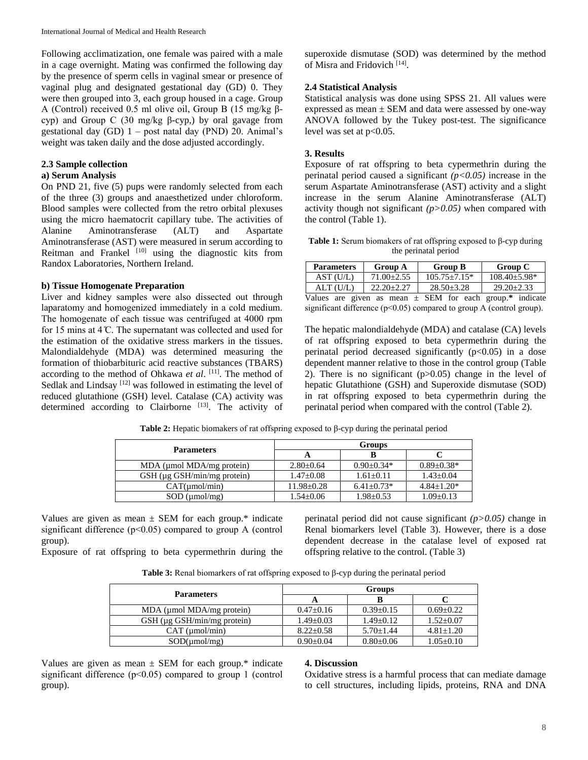Following acclimatization, one female was paired with a male in a cage overnight. Mating was confirmed the following day by the presence of sperm cells in vaginal smear or presence of vaginal plug and designated gestational day (GD) 0. They were then grouped into 3, each group housed in a cage. Group A (Control) received 0.5 ml olive oil, Group B (15 mg/kg β-cyp) and Group C (30 mg/kg β-cyp,) by oral gavage from gestational day (GD) 1 – post natal day (PND) 20. Animal's weight was taken daily and the dose adjusted accordingly.

### 2.3 Sample collection

#### a) Serum Analysis

On PND 21, five (5) pups were randomly selected from each of the three (3) groups and anaesthetized under chloroform. Blood samples were collected from the retro orbital plexuses using the micro haematocrit capillary tube. The activities of Alanine Aminotransferase (ALT) and Aspartate Aminotransferase (AST) were measured in serum according to Reitman and Frankel [10] using the diagnostic kits from Randox Laboratories, Northern Ireland.

#### b) Tissue Homogenate Preparation

Liver and kidney samples were also dissected out through laparatomy and homogenized immediately in a cold medium. The homogenate of each tissue was centrifuged at 4000 rpm for 15 mins at 4℃. The supernatant was collected and used for the estimation of the oxidative stress markers in the tissues. Malondialdehyde (MDA) was determined measuring the formation of thiobarbituric acid reactive substances (TBARS) according to the method of Ohkawa *et al*. [11]. The method of Sedlak and Lindsay [12] was followed in estimating the level of reduced glutathione (GSH) level. Catalase (CA) activity was determined according to Clairborne [13]. The activity of superoxide dismutase (SOD) was determined by the method of Misra and Fridovich [14].

### 2.4 Statistical Analysis

Statistical analysis was done using SPSS 21. All values were expressed as mean ± SEM and data were assessed by one-way ANOVA followed by the Tukey post-test. The significance level was set at $p<0.05$.

## 3. Results

Exposure of rat offspring to beta cypermethrin during the perinatal period caused a significant *($p<0.05$)* increase in the serum Aspartate Aminotransferase (AST) activity and a slight increase in the serum Alanine Aminotransferase (ALT) activity though not significant *($p>0.05$)* when compared with the control (Table 1).

**Table 1:** Serum biomakers of rat offspring exposed to β-cyp during the perinatal period

| Parameters | Group A | Group B | Group C |
|---|---|---|---|
| AST (U/L) | 71.00±2.55 | 105.75±7.15* | 108.40±5.98* |
| ALT (U/L) | 22.20±2.27 | 28.50±3.28 | 29.20±2.33 |

Values are given as mean ± SEM for each group.* indicate significant difference ($p<0.05$) compared to group A (control group).

The hepatic malondialdehyde (MDA) and catalase (CA) levels of rat offspring exposed to beta cypermethrin during the perinatal period decreased significantly ($p<0.05$) in a dose dependent manner relative to those in the control group (Table 2). There is no significant ($p>0.05$) change in the level of hepatic Glutathione (GSH) and Superoxide dismutase (SOD) in rat offspring exposed to beta cypermethrin during the perinatal period when compared with the control (Table 2).

**Table 2:** Hepatic biomakers of rat offspring exposed to β-cyp during the perinatal period

| Parameters | Groups | | |
|---|---|---|---|
| | A | B | C |
| MDA (µmol MDA/mg protein) | 2.80±0.64 | 0.90±0.34* | 0.89±0.38* |
| GSH (µg GSH/min/mg protein) | 1.47±0.08 | 1.61±0.11 | 1.43±0.04 |
| CAT(µmol/min) | 11.98±0.28 | 6.41±0.73* | 4.84±1.20* |
| SOD (µmol/mg) | 1.54±0.06 | 1.98±0.53 | 1.09±0.13 |

Values are given as mean ± SEM for each group.* indicate significant difference ($p<0.05$) compared to group A (control group).

Exposure of rat offspring to beta cypermethrin during the perinatal period did not cause significant *($p>0.05$)* change in Renal biomarkers level (Table 3). However, there is a dose dependent decrease in the catalase level of exposed rat offspring relative to the control. (Table 3)

**Table 3:** Renal biomarkers of rat offspring exposed to β-cyp during the perinatal period

| Parameters | Groups | | |
|---|---|---|---|
| | A | B | C |
| MDA (µmol MDA/mg protein) | 0.47±0.16 | 0.39±0.15 | 0.69±0.22 |
| GSH (µg GSH/min/mg protein) | 1.49±0.03 | 1.49±0.12 | 1.52±0.07 |
| CAT (µmol/min) | 8.22±0.58 | 5.70±1.44 | 4.81±1.20 |
| SOD(µmol/mg) | 0.90±0.04 | 0.80±0.06 | 1.05±0.10 |

Values are given as mean ± SEM for each group.* indicate significant difference ($p<0.05$) compared to group 1 (control group).

## 4. Discussion

Oxidative stress is a harmful process that can mediate damage to cell structures, including lipids, proteins, RNA and DNA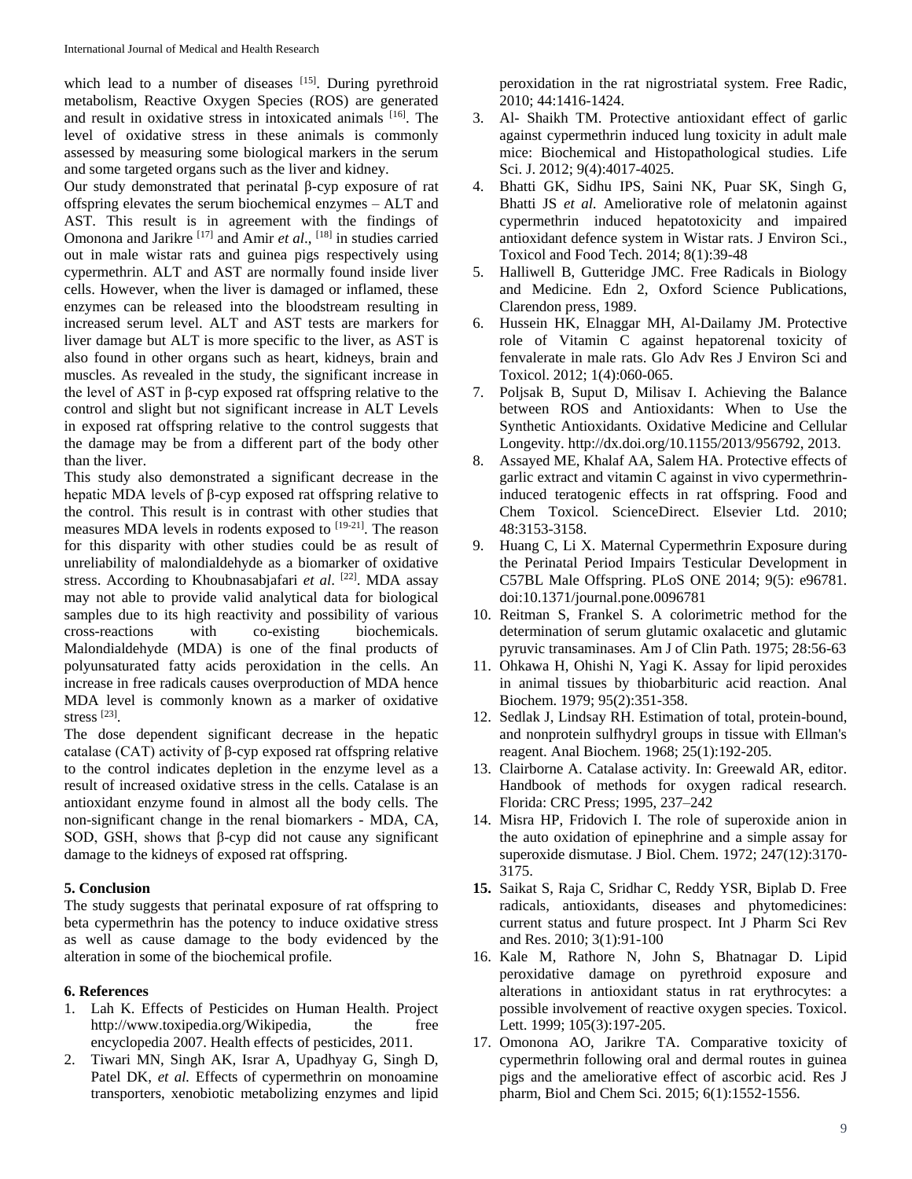which lead to a number of diseases [15]. During pyrethroid metabolism, Reactive Oxygen Species (ROS) are generated and result in oxidative stress in intoxicated animals [16]. The level of oxidative stress in these animals is commonly assessed by measuring some biological markers in the serum and some targeted organs such as the liver and kidney.

Our study demonstrated that perinatal β-cyp exposure of rat offspring elevates the serum biochemical enzymes – ALT and AST. This result is in agreement with the findings of Omonona and Jarikre [17] and Amir *et al*., [18] in studies carried out in male wistar rats and guinea pigs respectively using cypermethrin. ALT and AST are normally found inside liver cells. However, when the liver is damaged or inflamed, these enzymes can be released into the bloodstream resulting in increased serum level. ALT and AST tests are markers for liver damage but ALT is more specific to the liver, as AST is also found in other organs such as heart, kidneys, brain and muscles. As revealed in the study, the significant increase in the level of AST in β-cyp exposed rat offspring relative to the control and slight but not significant increase in ALT Levels in exposed rat offspring relative to the control suggests that the damage may be from a different part of the body other than the liver.

This study also demonstrated a significant decrease in the hepatic MDA levels of β-cyp exposed rat offspring relative to the control. This result is in contrast with other studies that measures MDA levels in rodents exposed to [19-21]. The reason for this disparity with other studies could be as result of unreliability of malondialdehyde as a biomarker of oxidative stress. According to Khoubnasabjafari *et al*. [22]. MDA assay may not able to provide valid analytical data for biological samples due to its high reactivity and possibility of various cross-reactions with co-existing biochemicals. Malondialdehyde (MDA) is one of the final products of polyunsaturated fatty acids peroxidation in the cells. An increase in free radicals causes overproduction of MDA hence MDA level is commonly known as a marker of oxidative stress [23].

The dose dependent significant decrease in the hepatic catalase (CAT) activity of β-cyp exposed rat offspring relative to the control indicates depletion in the enzyme level as a result of increased oxidative stress in the cells. Catalase is an antioxidant enzyme found in almost all the body cells. The non-significant change in the renal biomarkers - MDA, CA, SOD, GSH, shows that β-cyp did not cause any significant damage to the kidneys of exposed rat offspring.

## 5. Conclusion

The study suggests that perinatal exposure of rat offspring to beta cypermethrin has the potency to induce oxidative stress as well as cause damage to the body evidenced by the alteration in some of the biochemical profile.

## 6. References

1. Lah K. Effects of Pesticides on Human Health. Project http://www.toxipedia.org/Wikipedia, the free encyclopedia 2007. Health effects of pesticides, 2011.
2. Tiwari MN, Singh AK, Israr A, Upadhyay G, Singh D, Patel DK, *et al.* Effects of cypermethrin on monoamine transporters, xenobiotic metabolizing enzymes and lipid peroxidation in the rat nigrostriatal system. Free Radic, 2010; 44:1416-1424.
3. Al- Shaikh TM. Protective antioxidant effect of garlic against cypermethrin induced lung toxicity in adult male mice: Biochemical and Histopathological studies. Life Sci. J. 2012; 9(4):4017-4025.
4. Bhatti GK, Sidhu IPS, Saini NK, Puar SK, Singh G, Bhatti JS *et al.* Ameliorative role of melatonin against cypermethrin induced hepatotoxicity and impaired antioxidant defence system in Wistar rats. J Environ Sci., Toxicol and Food Tech. 2014; 8(1):39-48
5. Halliwell B, Gutteridge JMC. Free Radicals in Biology and Medicine. Edn 2, Oxford Science Publications, Clarendon press, 1989.
6. Hussein HK, Elnaggar MH, Al-Dailamy JM. Protective role of Vitamin C against hepatorenal toxicity of fenvalerate in male rats. Glo Adv Res J Environ Sci and Toxicol. 2012; 1(4):060-065.
7. Poljsak B, Suput D, Milisav I. Achieving the Balance between ROS and Antioxidants: When to Use the Synthetic Antioxidants. Oxidative Medicine and Cellular Longevity. http://dx.doi.org/10.1155/2013/956792, 2013.
8. Assayed ME, Khalaf AA, Salem HA. Protective effects of garlic extract and vitamin C against in vivo cypermethrin-induced teratogenic effects in rat offspring. Food and Chem Toxicol. ScienceDirect. Elsevier Ltd. 2010; 48:3153-3158.
9. Huang C, Li X. Maternal Cypermethrin Exposure during the Perinatal Period Impairs Testicular Development in C57BL Male Offspring. PLoS ONE 2014; 9(5): e96781. doi:10.1371/journal.pone.0096781
10. Reitman S, Frankel S. A colorimetric method for the determination of serum glutamic oxalacetic and glutamic pyruvic transaminases. Am J of Clin Path. 1975; 28:56-63
11. Ohkawa H, Ohishi N, Yagi K. Assay for lipid peroxides in animal tissues by thiobarbituric acid reaction. Anal Biochem. 1979; 95(2):351-358.
12. Sedlak J, Lindsay RH. Estimation of total, protein-bound, and nonprotein sulfhydryl groups in tissue with Ellman's reagent. Anal Biochem. 1968; 25(1):192-205.
13. Clairborne A. Catalase activity. In: Greewald AR, editor. Handbook of methods for oxygen radical research. Florida: CRC Press; 1995, 237–242
14. Misra HP, Fridovich I. The role of superoxide anion in the auto oxidation of epinephrine and a simple assay for superoxide dismutase. J Biol. Chem. 1972; 247(12):3170-3175.
15. Saikat S, Raja C, Sridhar C, Reddy YSR, Biplab D. Free radicals, antioxidants, diseases and phytomedicines: current status and future prospect. Int J Pharm Sci Rev and Res. 2010; 3(1):91-100
16. Kale M, Rathore N, John S, Bhatnagar D. Lipid peroxidative damage on pyrethroid exposure and alterations in antioxidant status in rat erythrocytes: a possible involvement of reactive oxygen species. Toxicol. Lett. 1999; 105(3):197-205.
17. Omonona AO, Jarikre TA. Comparative toxicity of cypermethrin following oral and dermal routes in guinea pigs and the ameliorative effect of ascorbic acid. Res J pharm, Biol and Chem Sci. 2015; 6(1):1552-1556.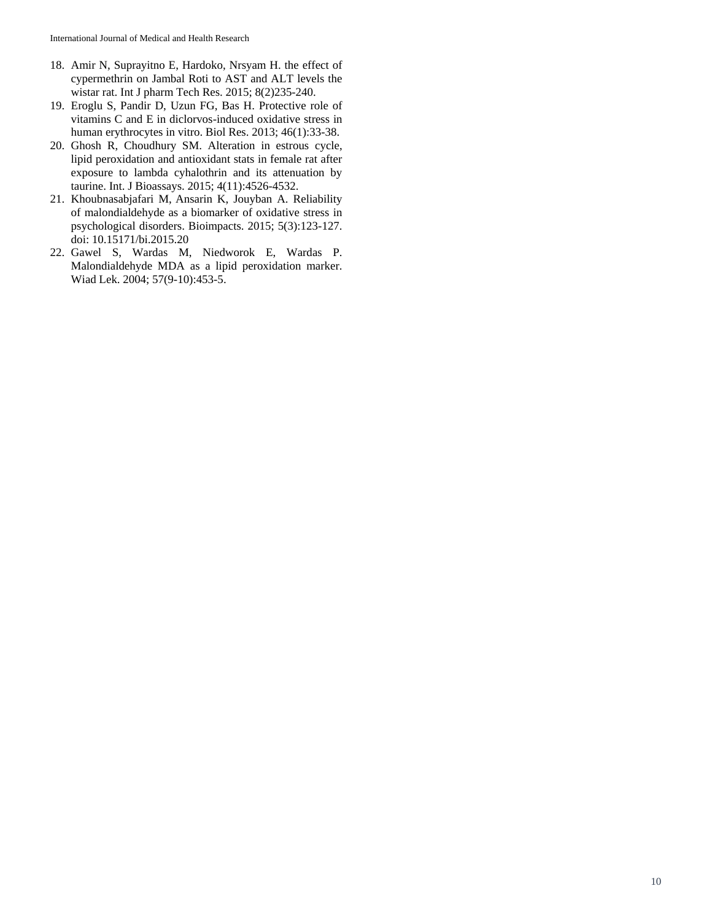18. Amir N, Suprayitno E, Hardoko, Nrsyam H. the effect of cypermethrin on Jambal Roti to AST and ALT levels the wistar rat. Int J pharm Tech Res. 2015; 8(2)235-240.
19. Eroglu S, Pandir D, Uzun FG, Bas H. Protective role of vitamins C and E in diclorvos-induced oxidative stress in human erythrocytes in vitro. Biol Res. 2013; 46(1):33-38.
20. Ghosh R, Choudhury SM. Alteration in estrous cycle, lipid peroxidation and antioxidant stats in female rat after exposure to lambda cyhalothrin and its attenuation by taurine. Int. J Bioassays. 2015; 4(11):4526-4532.
21. Khoubnasabjafari M, Ansarin K, Jouyban A. Reliability of malondialdehyde as a biomarker of oxidative stress in psychological disorders. Bioimpacts. 2015; 5(3):123-127. doi: 10.15171/bi.2015.20
22. Gawel S, Wardas M, Niedworok E, Wardas P. Malondialdehyde MDA as a lipid peroxidation marker. Wiad Lek. 2004; 57(9-10):453-5.